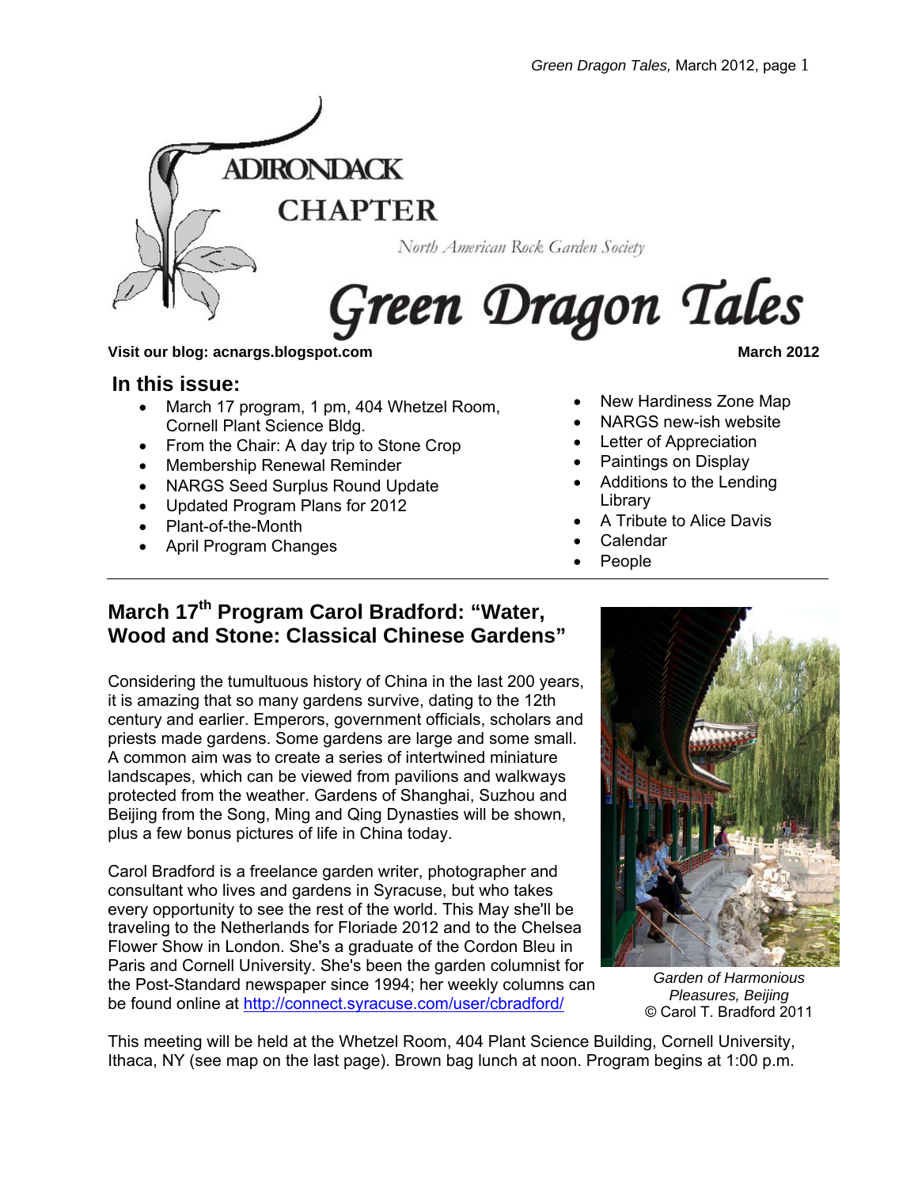# ADIRONDACK CHAPTER

North American Rock Garden Society

# Green Dragon Tales

**Visit our blog: acnargs.blogspot.com** **March 2012**

## In this issue:

- March 17 program, 1 pm, 404 Whetzel Room, Cornell Plant Science Bldg.
- From the Chair: A day trip to Stone Crop
- Membership Renewal Reminder
- NARGS Seed Surplus Round Update
- Updated Program Plans for 2012
- Plant-of-the-Month
- April Program Changes
- New Hardiness Zone Map
- NARGS new-ish website
- Letter of Appreciation
- Paintings on Display
- Additions to the Lending Library
- A Tribute to Alice Davis
- Calendar
- People

## March 17th Program Carol Bradford: "Water, Wood and Stone: Classical Chinese Gardens"

Considering the tumultuous history of China in the last 200 years, it is amazing that so many gardens survive, dating to the 12th century and earlier. Emperors, government officials, scholars and priests made gardens. Some gardens are large and some small. A common aim was to create a series of intertwined miniature landscapes, which can be viewed from pavilions and walkways protected from the weather. Gardens of Shanghai, Suzhou and Beijing from the Song, Ming and Qing Dynasties will be shown, plus a few bonus pictures of life in China today.

Carol Bradford is a freelance garden writer, photographer and consultant who lives and gardens in Syracuse, but who takes every opportunity to see the rest of the world. This May she'll be traveling to the Netherlands for Floriade 2012 and to the Chelsea Flower Show in London. She's a graduate of the Cordon Bleu in Paris and Cornell University. She's been the garden columnist for the Post-Standard newspaper since 1994; her weekly columns can be found online at http://connect.syracuse.com/user/cbradford/

*Garden of Harmonious Pleasures, Beijing*
© Carol T. Bradford 2011

This meeting will be held at the Whetzel Room, 404 Plant Science Building, Cornell University, Ithaca, NY (see map on the last page). Brown bag lunch at noon. Program begins at 1:00 p.m.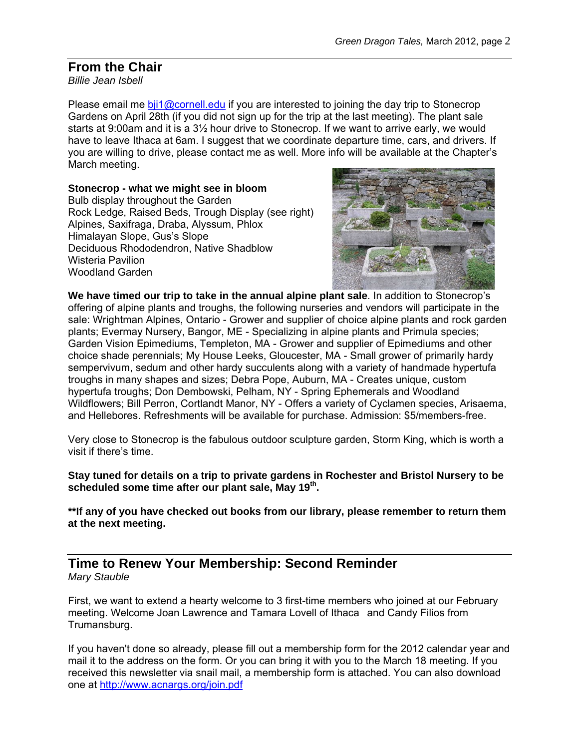## From the Chair

*Billie Jean Isbell*

Please email me bji1@cornell.edu if you are interested to joining the day trip to Stonecrop Gardens on April 28th (if you did not sign up for the trip at the last meeting). The plant sale starts at 9:00am and it is a 3½ hour drive to Stonecrop. If we want to arrive early, we would have to leave Ithaca at 6am. I suggest that we coordinate departure time, cars, and drivers. If you are willing to drive, please contact me as well. More info will be available at the Chapter's March meeting.

**Stonecrop - what we might see in bloom**
Bulb display throughout the Garden
Rock Ledge, Raised Beds, Trough Display (see right)
Alpines, Saxifraga, Draba, Alyssum, Phlox
Himalayan Slope, Gus's Slope
Deciduous Rhododendron, Native Shadblow
Wisteria Pavilion
Woodland Garden

**We have timed our trip to take in the annual alpine plant sale**. In addition to Stonecrop's offering of alpine plants and troughs, the following nurseries and vendors will participate in the sale: Wrightman Alpines, Ontario - Grower and supplier of choice alpine plants and rock garden plants; Evermay Nursery, Bangor, ME - Specializing in alpine plants and Primula species; Garden Vision Epimediums, Templeton, MA - Grower and supplier of Epimediums and other choice shade perennials; My House Leeks, Gloucester, MA - Small grower of primarily hardy sempervivum, sedum and other hardy succulents along with a variety of handmade hypertufa troughs in many shapes and sizes; Debra Pope, Auburn, MA - Creates unique, custom hypertufa troughs; Don Dembowski, Pelham, NY - Spring Ephemerals and Woodland Wildflowers; Bill Perron, Cortlandt Manor, NY - Offers a variety of Cyclamen species, Arisaema, and Hellebores. Refreshments will be available for purchase. Admission: $5/members-free.

Very close to Stonecrop is the fabulous outdoor sculpture garden, Storm King, which is worth a visit if there's time.

**Stay tuned for details on a trip to private gardens in Rochester and Bristol Nursery to be scheduled some time after our plant sale, May 19th.**

****If any of you have checked out books from our library, please remember to return them at the next meeting.**

## Time to Renew Your Membership: Second Reminder

*Mary Stauble*

First, we want to extend a hearty welcome to 3 first-time members who joined at our February meeting. Welcome Joan Lawrence and Tamara Lovell of Ithaca and Candy Filios from Trumansburg.

If you haven't done so already, please fill out a membership form for the 2012 calendar year and mail it to the address on the form. Or you can bring it with you to the March 18 meeting. If you received this newsletter via snail mail, a membership form is attached. You can also download one at http://www.acnargs.org/join.pdf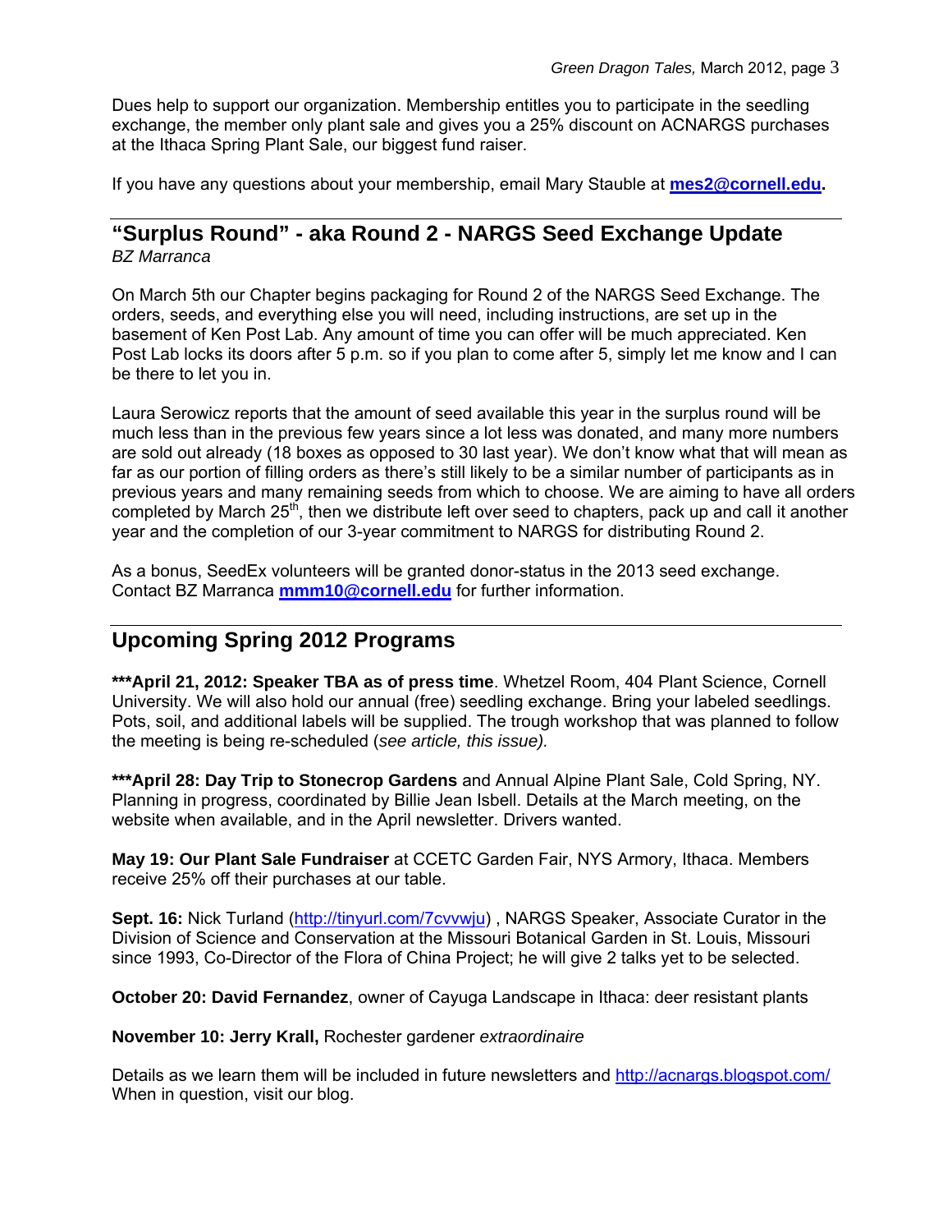Dues help to support our organization. Membership entitles you to participate in the seedling exchange, the member only plant sale and gives you a 25% discount on ACNARGS purchases at the Ithaca Spring Plant Sale, our biggest fund raiser.

If you have any questions about your membership, email Mary Stauble at **mes2@cornell.edu.**

## "Surplus Round" - aka Round 2 - NARGS Seed Exchange Update

*BZ Marranca*

On March 5th our Chapter begins packaging for Round 2 of the NARGS Seed Exchange. The orders, seeds, and everything else you will need, including instructions, are set up in the basement of Ken Post Lab. Any amount of time you can offer will be much appreciated. Ken Post Lab locks its doors after 5 p.m. so if you plan to come after 5, simply let me know and I can be there to let you in.

Laura Serowicz reports that the amount of seed available this year in the surplus round will be much less than in the previous few years since a lot less was donated, and many more numbers are sold out already (18 boxes as opposed to 30 last year). We don't know what that will mean as far as our portion of filling orders as there's still likely to be a similar number of participants as in previous years and many remaining seeds from which to choose. We are aiming to have all orders completed by March 25th, then we distribute left over seed to chapters, pack up and call it another year and the completion of our 3-year commitment to NARGS for distributing Round 2.

As a bonus, SeedEx volunteers will be granted donor-status in the 2013 seed exchange. Contact BZ Marranca **mmm10@cornell.edu** for further information.

## Upcoming Spring 2012 Programs

**\*\*\*April 21, 2012: Speaker TBA as of press time**. Whetzel Room, 404 Plant Science, Cornell University. We will also hold our annual (free) seedling exchange. Bring your labeled seedlings. Pots, soil, and additional labels will be supplied. The trough workshop that was planned to follow the meeting is being re-scheduled (*see article, this issue).*

**\*\*\*April 28: Day Trip to Stonecrop Gardens** and Annual Alpine Plant Sale, Cold Spring, NY. Planning in progress, coordinated by Billie Jean Isbell. Details at the March meeting, on the website when available, and in the April newsletter. Drivers wanted.

**May 19: Our Plant Sale Fundraiser** at CCETC Garden Fair, NYS Armory, Ithaca. Members receive 25% off their purchases at our table.

**Sept. 16:** Nick Turland (http://tinyurl.com/7cvvwju) , NARGS Speaker, Associate Curator in the Division of Science and Conservation at the Missouri Botanical Garden in St. Louis, Missouri since 1993, Co-Director of the Flora of China Project; he will give 2 talks yet to be selected.

**October 20: David Fernandez**, owner of Cayuga Landscape in Ithaca: deer resistant plants

**November 10: Jerry Krall,** Rochester gardener *extraordinaire*

Details as we learn them will be included in future newsletters and http://acnargs.blogspot.com/ When in question, visit our blog.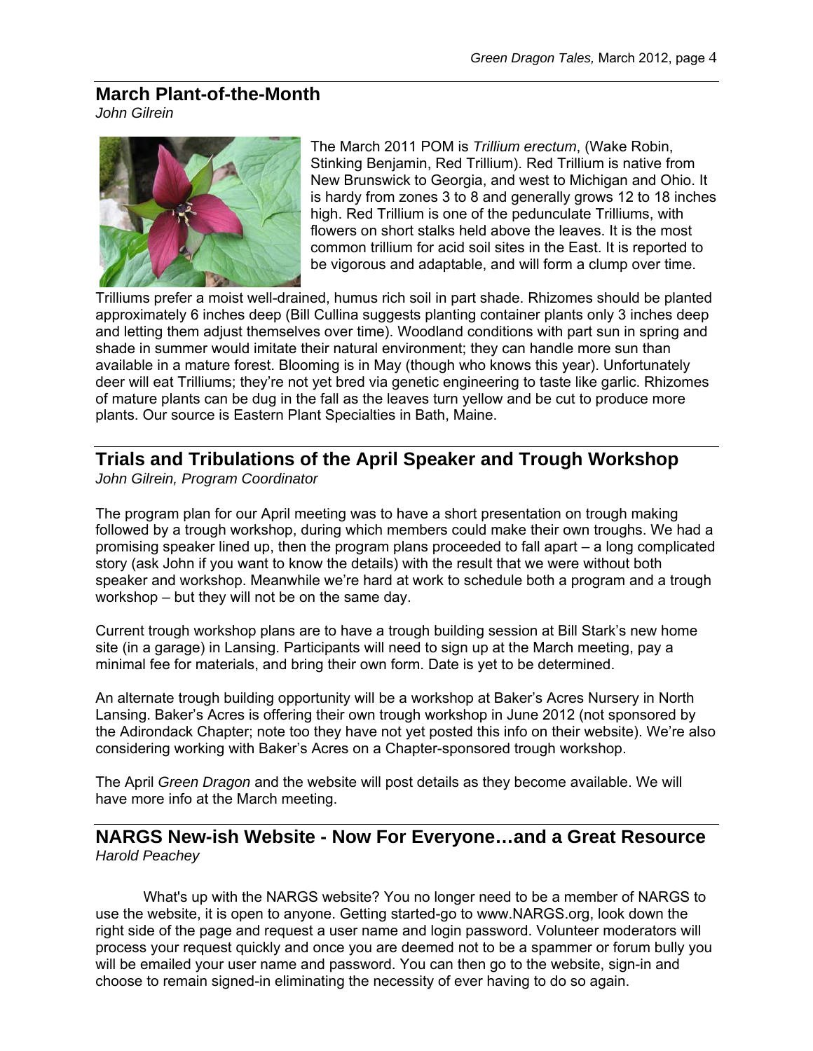## March Plant-of-the-Month

*John Gilrein*

The March 2011 POM is *Trillium erectum*, (Wake Robin, Stinking Benjamin, Red Trillium). Red Trillium is native from New Brunswick to Georgia, and west to Michigan and Ohio. It is hardy from zones 3 to 8 and generally grows 12 to 18 inches high. Red Trillium is one of the pedunculate Trilliums, with flowers on short stalks held above the leaves. It is the most common trillium for acid soil sites in the East. It is reported to be vigorous and adaptable, and will form a clump over time.

Trilliums prefer a moist well-drained, humus rich soil in part shade. Rhizomes should be planted approximately 6 inches deep (Bill Cullina suggests planting container plants only 3 inches deep and letting them adjust themselves over time). Woodland conditions with part sun in spring and shade in summer would imitate their natural environment; they can handle more sun than available in a mature forest. Blooming is in May (though who knows this year). Unfortunately deer will eat Trilliums; they're not yet bred via genetic engineering to taste like garlic. Rhizomes of mature plants can be dug in the fall as the leaves turn yellow and be cut to produce more plants. Our source is Eastern Plant Specialties in Bath, Maine.

## Trials and Tribulations of the April Speaker and Trough Workshop

*John Gilrein, Program Coordinator*

The program plan for our April meeting was to have a short presentation on trough making followed by a trough workshop, during which members could make their own troughs. We had a promising speaker lined up, then the program plans proceeded to fall apart – a long complicated story (ask John if you want to know the details) with the result that we were without both speaker and workshop. Meanwhile we're hard at work to schedule both a program and a trough workshop – but they will not be on the same day.

Current trough workshop plans are to have a trough building session at Bill Stark's new home site (in a garage) in Lansing. Participants will need to sign up at the March meeting, pay a minimal fee for materials, and bring their own form. Date is yet to be determined.

An alternate trough building opportunity will be a workshop at Baker's Acres Nursery in North Lansing. Baker's Acres is offering their own trough workshop in June 2012 (not sponsored by the Adirondack Chapter; note too they have not yet posted this info on their website). We're also considering working with Baker's Acres on a Chapter-sponsored trough workshop.

The April *Green Dragon* and the website will post details as they become available. We will have more info at the March meeting.

## NARGS New-ish Website - Now For Everyone…and a Great Resource

*Harold Peachey*

What's up with the NARGS website? You no longer need to be a member of NARGS to use the website, it is open to anyone. Getting started-go to www.NARGS.org, look down the right side of the page and request a user name and login password. Volunteer moderators will process your request quickly and once you are deemed not to be a spammer or forum bully you will be emailed your user name and password. You can then go to the website, sign-in and choose to remain signed-in eliminating the necessity of ever having to do so again.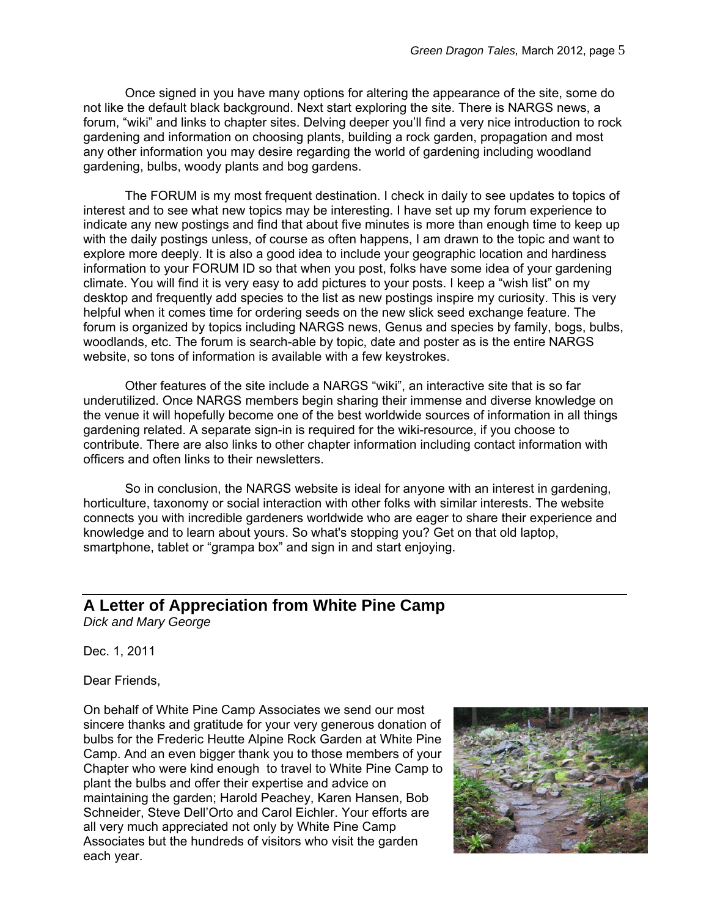Once signed in you have many options for altering the appearance of the site, some do not like the default black background. Next start exploring the site. There is NARGS news, a forum, "wiki" and links to chapter sites. Delving deeper you'll find a very nice introduction to rock gardening and information on choosing plants, building a rock garden, propagation and most any other information you may desire regarding the world of gardening including woodland gardening, bulbs, woody plants and bog gardens.

The FORUM is my most frequent destination. I check in daily to see updates to topics of interest and to see what new topics may be interesting. I have set up my forum experience to indicate any new postings and find that about five minutes is more than enough time to keep up with the daily postings unless, of course as often happens, I am drawn to the topic and want to explore more deeply. It is also a good idea to include your geographic location and hardiness information to your FORUM ID so that when you post, folks have some idea of your gardening climate. You will find it is very easy to add pictures to your posts. I keep a "wish list" on my desktop and frequently add species to the list as new postings inspire my curiosity. This is very helpful when it comes time for ordering seeds on the new slick seed exchange feature. The forum is organized by topics including NARGS news, Genus and species by family, bogs, bulbs, woodlands, etc. The forum is search-able by topic, date and poster as is the entire NARGS website, so tons of information is available with a few keystrokes.

Other features of the site include a NARGS "wiki", an interactive site that is so far underutilized. Once NARGS members begin sharing their immense and diverse knowledge on the venue it will hopefully become one of the best worldwide sources of information in all things gardening related. A separate sign-in is required for the wiki-resource, if you choose to contribute. There are also links to other chapter information including contact information with officers and often links to their newsletters.

So in conclusion, the NARGS website is ideal for anyone with an interest in gardening, horticulture, taxonomy or social interaction with other folks with similar interests. The website connects you with incredible gardeners worldwide who are eager to share their experience and knowledge and to learn about yours. So what's stopping you? Get on that old laptop, smartphone, tablet or "grampa box" and sign in and start enjoying.

---

## A Letter of Appreciation from White Pine Camp

*Dick and Mary George*

Dec. 1, 2011

Dear Friends,

On behalf of White Pine Camp Associates we send our most sincere thanks and gratitude for your very generous donation of bulbs for the Frederic Heutte Alpine Rock Garden at White Pine Camp. And an even bigger thank you to those members of your Chapter who were kind enough to travel to White Pine Camp to plant the bulbs and offer their expertise and advice on maintaining the garden; Harold Peachey, Karen Hansen, Bob Schneider, Steve Dell'Orto and Carol Eichler. Your efforts are all very much appreciated not only by White Pine Camp Associates but the hundreds of visitors who visit the garden each year.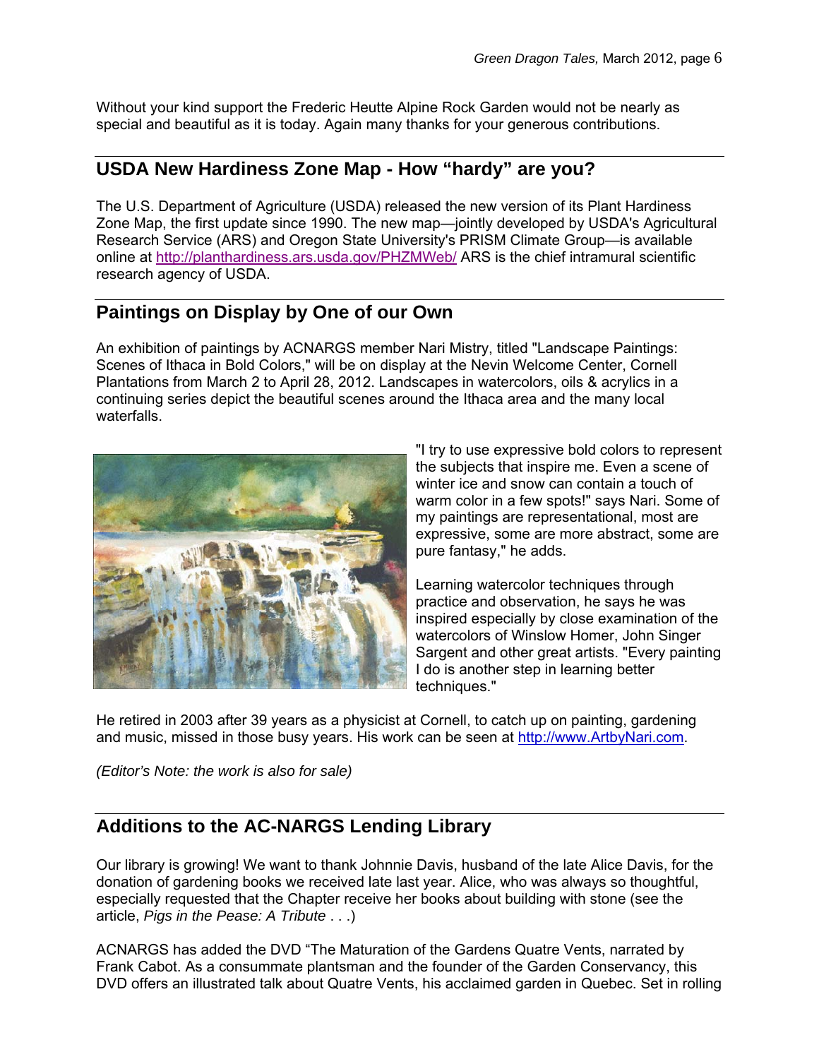Without your kind support the Frederic Heutte Alpine Rock Garden would not be nearly as special and beautiful as it is today. Again many thanks for your generous contributions.

## USDA New Hardiness Zone Map - How “hardy” are you?

The U.S. Department of Agriculture (USDA) released the new version of its Plant Hardiness Zone Map, the first update since 1990. The new map—jointly developed by USDA's Agricultural Research Service (ARS) and Oregon State University's PRISM Climate Group—is available online at http://planthardiness.ars.usda.gov/PHZMWeb/ ARS is the chief intramural scientific research agency of USDA.

## Paintings on Display by One of our Own

An exhibition of paintings by ACNARGS member Nari Mistry, titled "Landscape Paintings: Scenes of Ithaca in Bold Colors," will be on display at the Nevin Welcome Center, Cornell Plantations from March 2 to April 28, 2012. Landscapes in watercolors, oils & acrylics in a continuing series depict the beautiful scenes around the Ithaca area and the many local waterfalls.

"I try to use expressive bold colors to represent the subjects that inspire me. Even a scene of winter ice and snow can contain a touch of warm color in a few spots!" says Nari. Some of my paintings are representational, most are expressive, some are more abstract, some are pure fantasy," he adds.

Learning watercolor techniques through practice and observation, he says he was inspired especially by close examination of the watercolors of Winslow Homer, John Singer Sargent and other great artists. "Every painting I do is another step in learning better techniques."

He retired in 2003 after 39 years as a physicist at Cornell, to catch up on painting, gardening and music, missed in those busy years. His work can be seen at http://www.ArtbyNari.com.

*(Editor’s Note: the work is also for sale)*

## Additions to the AC-NARGS Lending Library

Our library is growing! We want to thank Johnnie Davis, husband of the late Alice Davis, for the donation of gardening books we received late last year. Alice, who was always so thoughtful, especially requested that the Chapter receive her books about building with stone (see the article, *Pigs in the Pease: A Tribute* . . .)

ACNARGS has added the DVD “The Maturation of the Gardens Quatre Vents, narrated by Frank Cabot. As a consummate plantsman and the founder of the Garden Conservancy, this DVD offers an illustrated talk about Quatre Vents, his acclaimed garden in Quebec. Set in rolling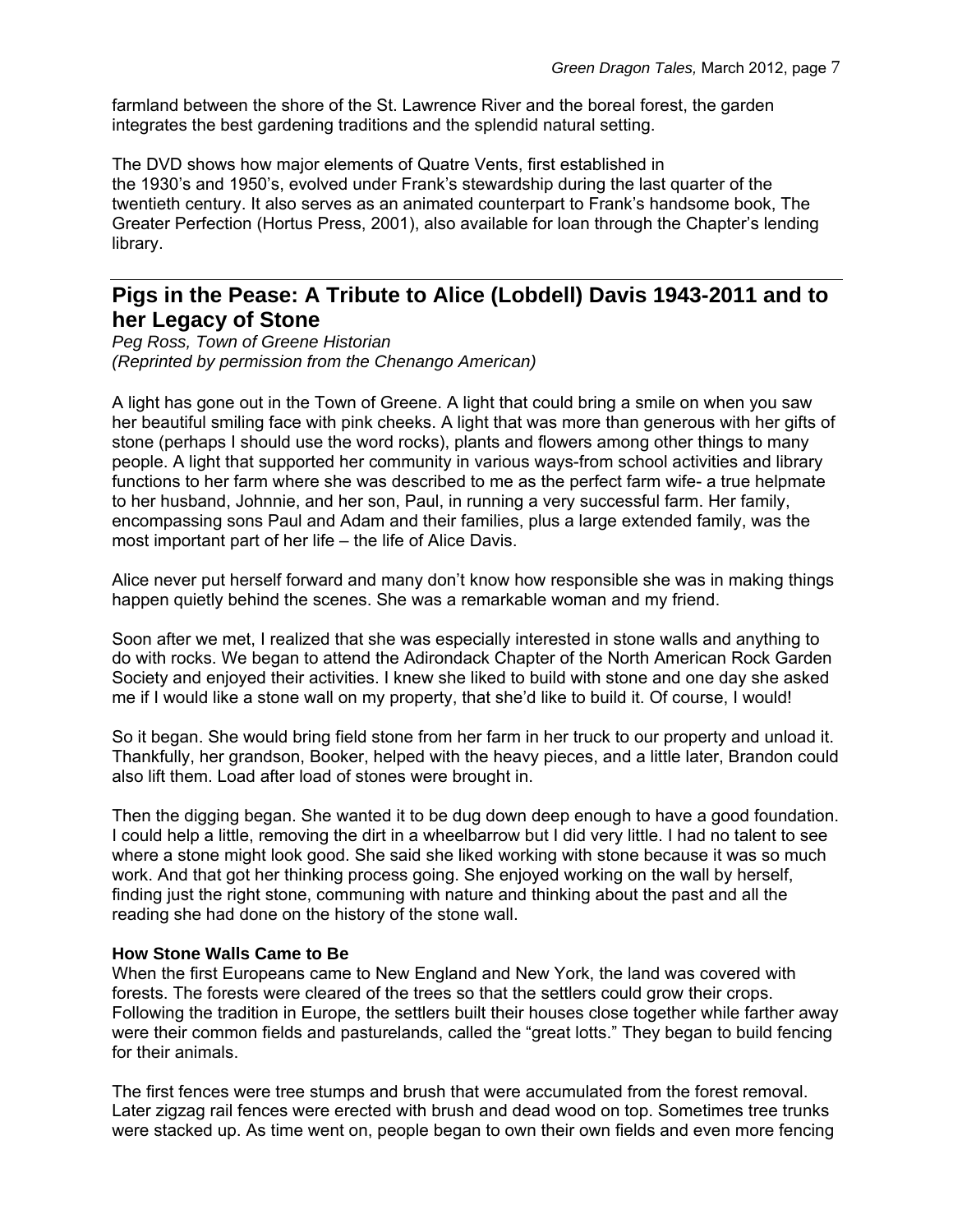farmland between the shore of the St. Lawrence River and the boreal forest, the garden integrates the best gardening traditions and the splendid natural setting.

The DVD shows how major elements of Quatre Vents, first established in the 1930's and 1950's, evolved under Frank's stewardship during the last quarter of the twentieth century. It also serves as an animated counterpart to Frank's handsome book, The Greater Perfection (Hortus Press, 2001), also available for loan through the Chapter's lending library.

---

## Pigs in the Pease: A Tribute to Alice (Lobdell) Davis 1943-2011 and to her Legacy of Stone

*Peg Ross, Town of Greene Historian*
*(Reprinted by permission from the Chenango American)*

A light has gone out in the Town of Greene. A light that could bring a smile on when you saw her beautiful smiling face with pink cheeks. A light that was more than generous with her gifts of stone (perhaps I should use the word rocks), plants and flowers among other things to many people. A light that supported her community in various ways-from school activities and library functions to her farm where she was described to me as the perfect farm wife- a true helpmate to her husband, Johnnie, and her son, Paul, in running a very successful farm. Her family, encompassing sons Paul and Adam and their families, plus a large extended family, was the most important part of her life – the life of Alice Davis.

Alice never put herself forward and many don't know how responsible she was in making things happen quietly behind the scenes. She was a remarkable woman and my friend.

Soon after we met, I realized that she was especially interested in stone walls and anything to do with rocks. We began to attend the Adirondack Chapter of the North American Rock Garden Society and enjoyed their activities. I knew she liked to build with stone and one day she asked me if I would like a stone wall on my property, that she'd like to build it. Of course, I would!

So it began. She would bring field stone from her farm in her truck to our property and unload it. Thankfully, her grandson, Booker, helped with the heavy pieces, and a little later, Brandon could also lift them. Load after load of stones were brought in.

Then the digging began. She wanted it to be dug down deep enough to have a good foundation. I could help a little, removing the dirt in a wheelbarrow but I did very little. I had no talent to see where a stone might look good. She said she liked working with stone because it was so much work. And that got her thinking process going. She enjoyed working on the wall by herself, finding just the right stone, communing with nature and thinking about the past and all the reading she had done on the history of the stone wall.

**How Stone Walls Came to Be**

When the first Europeans came to New England and New York, the land was covered with forests. The forests were cleared of the trees so that the settlers could grow their crops. Following the tradition in Europe, the settlers built their houses close together while farther away were their common fields and pasturelands, called the "great lotts." They began to build fencing for their animals.

The first fences were tree stumps and brush that were accumulated from the forest removal. Later zigzag rail fences were erected with brush and dead wood on top. Sometimes tree trunks were stacked up. As time went on, people began to own their own fields and even more fencing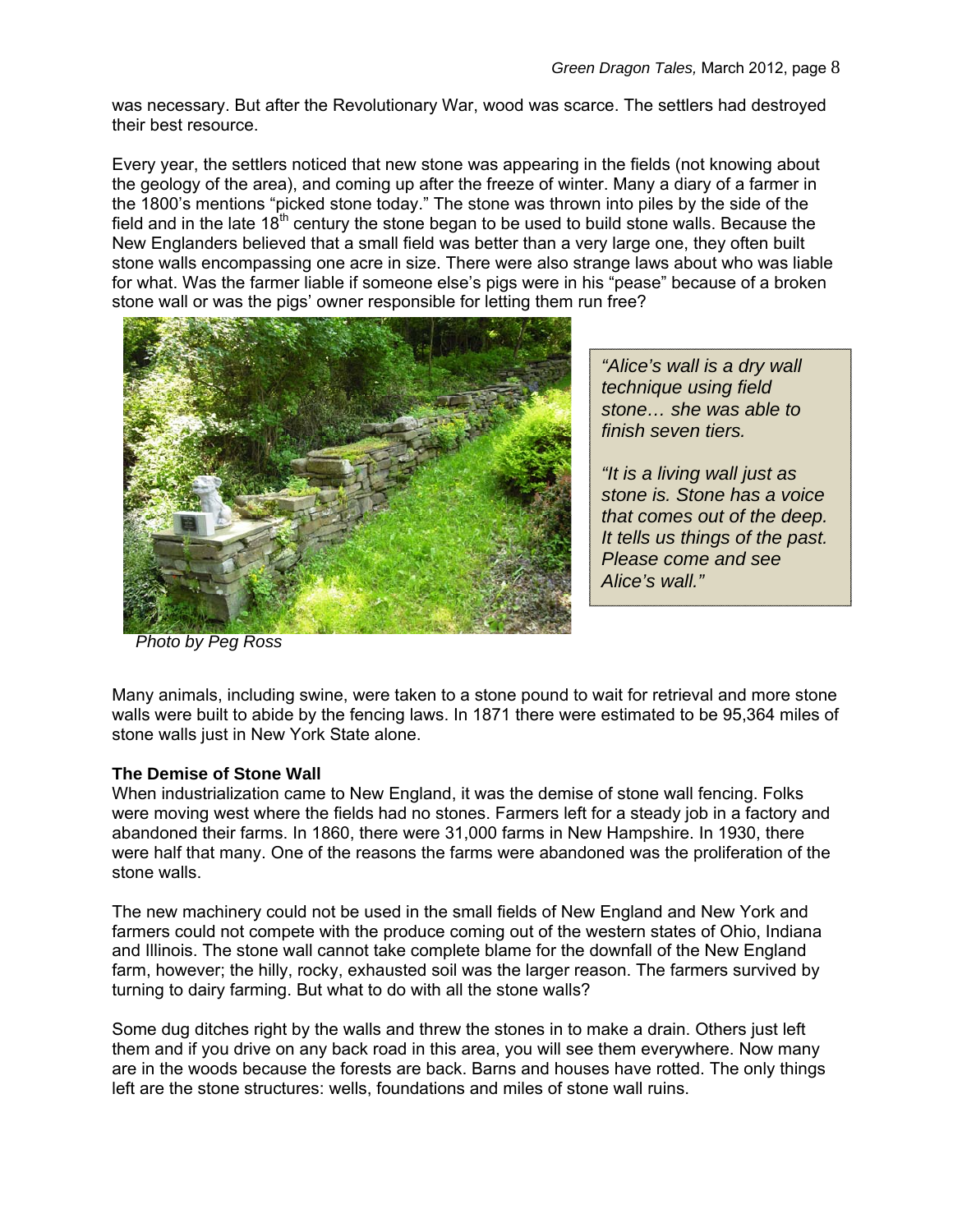was necessary. But after the Revolutionary War, wood was scarce. The settlers had destroyed their best resource.

Every year, the settlers noticed that new stone was appearing in the fields (not knowing about the geology of the area), and coming up after the freeze of winter. Many a diary of a farmer in the 1800's mentions "picked stone today." The stone was thrown into piles by the side of the field and in the late 18th century the stone began to be used to build stone walls. Because the New Englanders believed that a small field was better than a very large one, they often built stone walls encompassing one acre in size. There were also strange laws about who was liable for what. Was the farmer liable if someone else's pigs were in his "pease" because of a broken stone wall or was the pigs' owner responsible for letting them run free?

*Photo by Peg Ross*

*"Alice's wall is a dry wall technique using field stone… she was able to finish seven tiers.*

*"It is a living wall just as stone is. Stone has a voice that comes out of the deep. It tells us things of the past. Please come and see Alice's wall."*

Many animals, including swine, were taken to a stone pound to wait for retrieval and more stone walls were built to abide by the fencing laws. In 1871 there were estimated to be 95,364 miles of stone walls just in New York State alone.

**The Demise of Stone Wall**

When industrialization came to New England, it was the demise of stone wall fencing. Folks were moving west where the fields had no stones. Farmers left for a steady job in a factory and abandoned their farms. In 1860, there were 31,000 farms in New Hampshire. In 1930, there were half that many. One of the reasons the farms were abandoned was the proliferation of the stone walls.

The new machinery could not be used in the small fields of New England and New York and farmers could not compete with the produce coming out of the western states of Ohio, Indiana and Illinois. The stone wall cannot take complete blame for the downfall of the New England farm, however; the hilly, rocky, exhausted soil was the larger reason. The farmers survived by turning to dairy farming. But what to do with all the stone walls?

Some dug ditches right by the walls and threw the stones in to make a drain. Others just left them and if you drive on any back road in this area, you will see them everywhere. Now many are in the woods because the forests are back. Barns and houses have rotted. The only things left are the stone structures: wells, foundations and miles of stone wall ruins.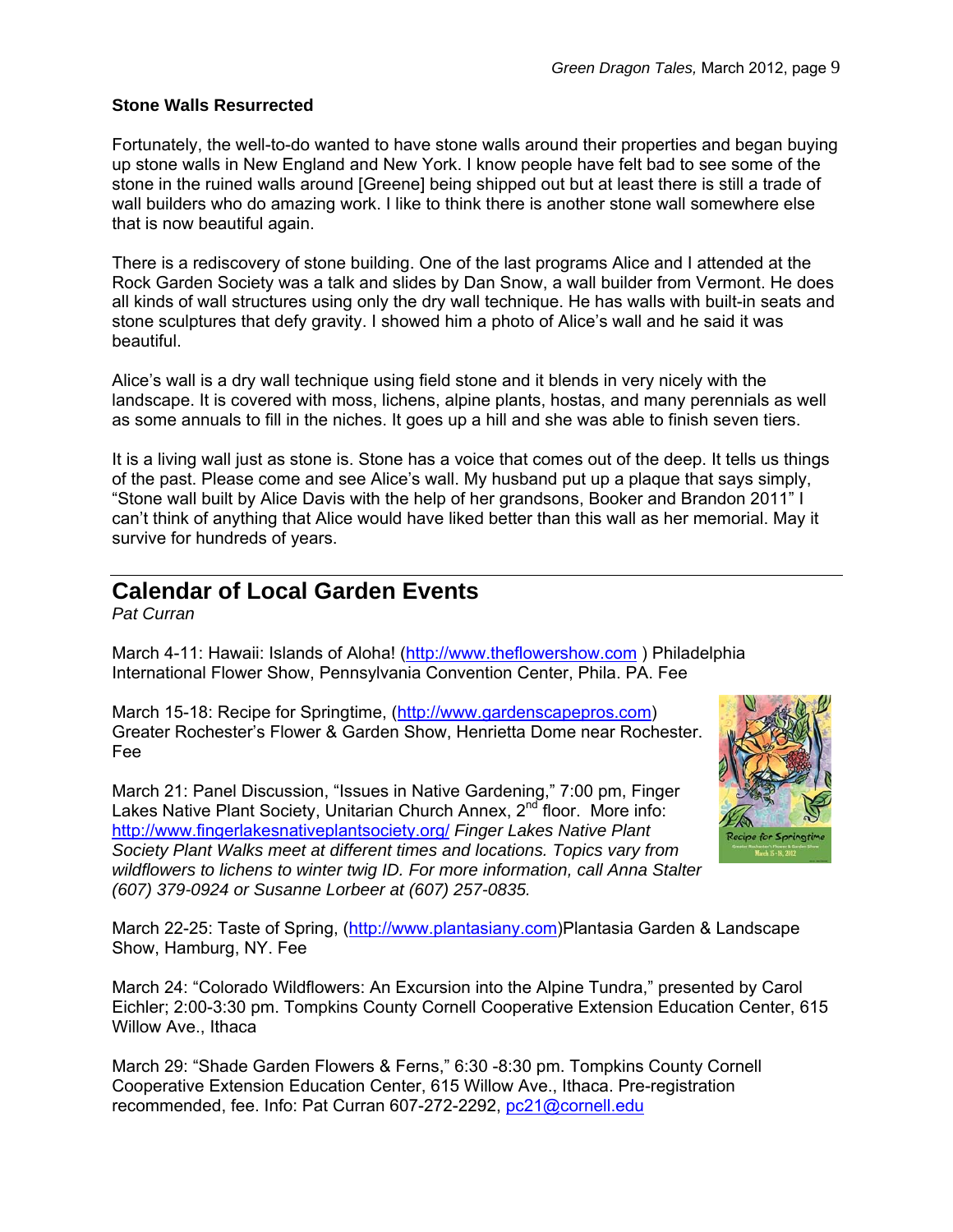**Stone Walls Resurrected**

Fortunately, the well-to-do wanted to have stone walls around their properties and began buying up stone walls in New England and New York. I know people have felt bad to see some of the stone in the ruined walls around [Greene] being shipped out but at least there is still a trade of wall builders who do amazing work. I like to think there is another stone wall somewhere else that is now beautiful again.

There is a rediscovery of stone building. One of the last programs Alice and I attended at the Rock Garden Society was a talk and slides by Dan Snow, a wall builder from Vermont. He does all kinds of wall structures using only the dry wall technique. He has walls with built-in seats and stone sculptures that defy gravity. I showed him a photo of Alice's wall and he said it was beautiful.

Alice's wall is a dry wall technique using field stone and it blends in very nicely with the landscape. It is covered with moss, lichens, alpine plants, hostas, and many perennials as well as some annuals to fill in the niches. It goes up a hill and she was able to finish seven tiers.

It is a living wall just as stone is. Stone has a voice that comes out of the deep. It tells us things of the past. Please come and see Alice's wall. My husband put up a plaque that says simply, "Stone wall built by Alice Davis with the help of her grandsons, Booker and Brandon 2011" I can't think of anything that Alice would have liked better than this wall as her memorial. May it survive for hundreds of years.

---

## Calendar of Local Garden Events

*Pat Curran*

March 4-11: Hawaii: Islands of Aloha! (http://www.theflowershow.com ) Philadelphia International Flower Show, Pennsylvania Convention Center, Phila. PA. Fee

March 15-18: Recipe for Springtime, (http://www.gardenscapepros.com) Greater Rochester's Flower & Garden Show, Henrietta Dome near Rochester. Fee

March 21: Panel Discussion, "Issues in Native Gardening," 7:00 pm, Finger Lakes Native Plant Society, Unitarian Church Annex, 2nd floor. More info: http://www.fingerlakesnativeplantsociety.org/ *Finger Lakes Native Plant Society Plant Walks meet at different times and locations. Topics vary from wildflowers to lichens to winter twig ID. For more information, call Anna Stalter (607) 379-0924 or Susanne Lorbeer at (607) 257-0835.*

March 22-25: Taste of Spring, (http://www.plantasiany.com)Plantasia Garden & Landscape Show, Hamburg, NY. Fee

March 24: "Colorado Wildflowers: An Excursion into the Alpine Tundra," presented by Carol Eichler; 2:00-3:30 pm. Tompkins County Cornell Cooperative Extension Education Center, 615 Willow Ave., Ithaca

March 29: "Shade Garden Flowers & Ferns," 6:30 -8:30 pm. Tompkins County Cornell Cooperative Extension Education Center, 615 Willow Ave., Ithaca. Pre-registration recommended, fee. Info: Pat Curran 607-272-2292, pc21@cornell.edu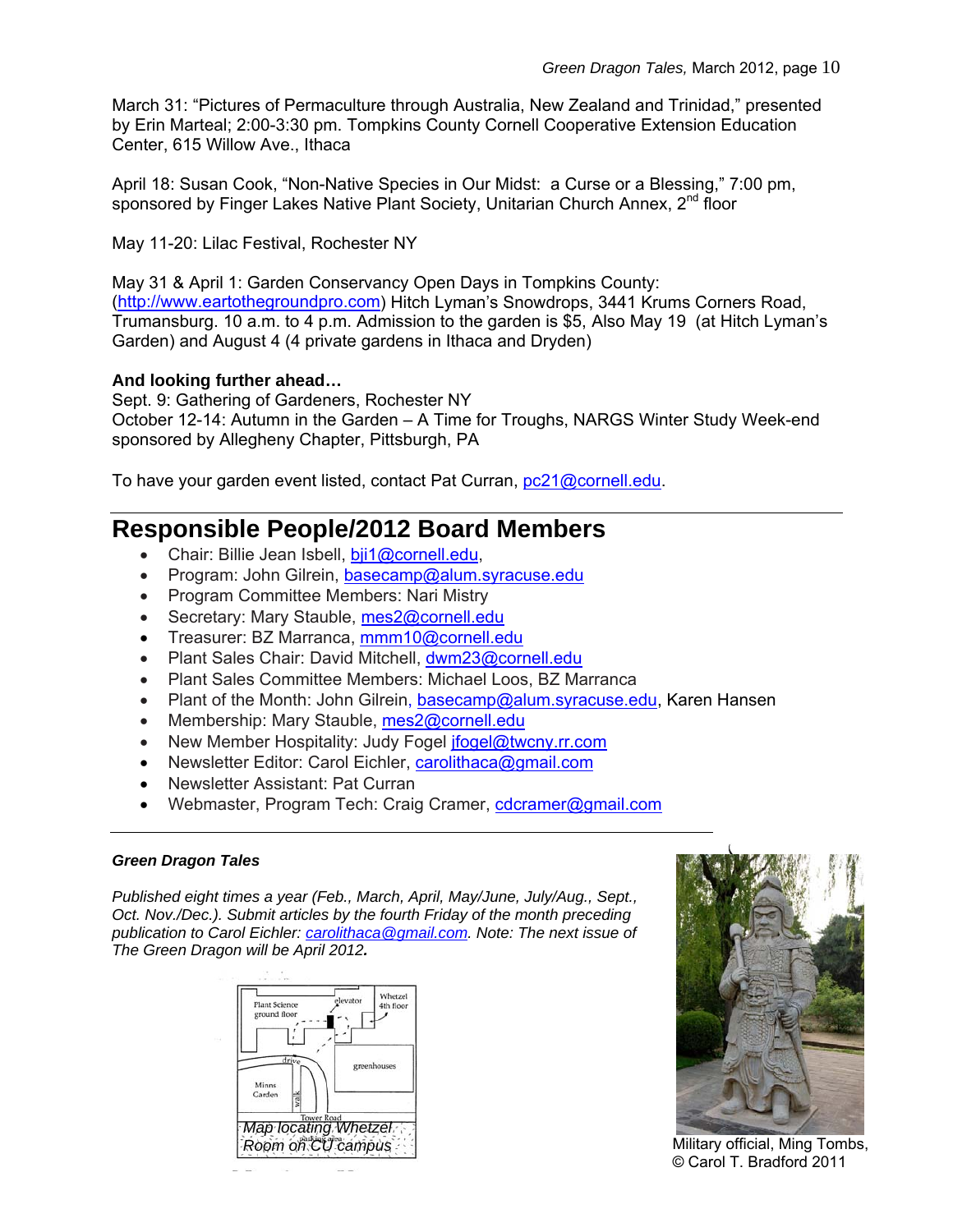March 31: "Pictures of Permaculture through Australia, New Zealand and Trinidad," presented by Erin Marteal; 2:00-3:30 pm. Tompkins County Cornell Cooperative Extension Education Center, 615 Willow Ave., Ithaca

April 18: Susan Cook, "Non-Native Species in Our Midst: a Curse or a Blessing," 7:00 pm, sponsored by Finger Lakes Native Plant Society, Unitarian Church Annex, 2nd floor

May 11-20: Lilac Festival, Rochester NY

May 31 & April 1: Garden Conservancy Open Days in Tompkins County: (http://www.eartothegroundpro.com) Hitch Lyman's Snowdrops, 3441 Krums Corners Road, Trumansburg. 10 a.m. to 4 p.m. Admission to the garden is $5, Also May 19 (at Hitch Lyman's Garden) and August 4 (4 private gardens in Ithaca and Dryden)

**And looking further ahead…**
Sept. 9: Gathering of Gardeners, Rochester NY
October 12-14: Autumn in the Garden – A Time for Troughs, NARGS Winter Study Week-end sponsored by Allegheny Chapter, Pittsburgh, PA

To have your garden event listed, contact Pat Curran, pc21@cornell.edu.

## Responsible People/2012 Board Members

- Chair: Billie Jean Isbell, bji1@cornell.edu,
- Program: John Gilrein, basecamp@alum.syracuse.edu
- Program Committee Members: Nari Mistry
- Secretary: Mary Stauble, mes2@cornell.edu
- Treasurer: BZ Marranca, mmm10@cornell.edu
- Plant Sales Chair: David Mitchell, dwm23@cornell.edu
- Plant Sales Committee Members: Michael Loos, BZ Marranca
- Plant of the Month: John Gilrein, basecamp@alum.syracuse.edu, Karen Hansen
- Membership: Mary Stauble, mes2@cornell.edu
- New Member Hospitality: Judy Fogel jfogel@twcny.rr.com
- Newsletter Editor: Carol Eichler, carolithaca@gmail.com
- Newsletter Assistant: Pat Curran
- Webmaster, Program Tech: Craig Cramer, cdcramer@gmail.com

***Green Dragon Tales***

*Published eight times a year (Feb., March, April, May/June, July/Aug., Sept., Oct. Nov./Dec.). Submit articles by the fourth Friday of the month preceding publication to Carol Eichler: carolithaca@gmail.com. Note: The next issue of The Green Dragon will be April 2012.*

*Map locating Whetzel Room on CU campus*

Military official, Ming Tombs, © Carol T. Bradford 2011